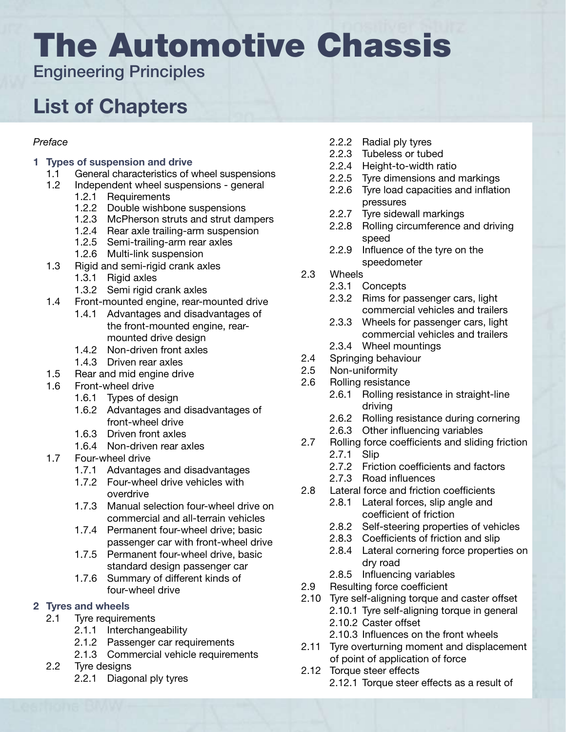# The Automotive Chassis

Engineering Principles

## List of Chapters

*Preface*

**1 Types of suspension and drive**

- 1.1 General characteristics of wheel suspensions
- 1.2 Independent wheel suspensions - general
  - 1.2.1 Requirements
  - 1.2.2 Double wishbone suspensions
  - 1.2.3 McPherson struts and strut dampers
  - 1.2.4 Rear axle trailing-arm suspension
  - 1.2.5 Semi-trailing-arm rear axles
  - 1.2.6 Multi-link suspension
- 1.3 Rigid and semi-rigid crank axles
  - 1.3.1 Rigid axles
  - 1.3.2 Semi rigid crank axles
- 1.4 Front-mounted engine, rear-mounted drive
  - 1.4.1 Advantages and disadvantages of the front-mounted engine, rear-mounted drive design
  - 1.4.2 Non-driven front axles
  - 1.4.3 Driven rear axles
- 1.5 Rear and mid engine drive
- 1.6 Front-wheel drive
  - 1.6.1 Types of design
  - 1.6.2 Advantages and disadvantages of front-wheel drive
  - 1.6.3 Driven front axles
  - 1.6.4 Non-driven rear axles
- 1.7 Four-wheel drive
  - 1.7.1 Advantages and disadvantages
  - 1.7.2 Four-wheel drive vehicles with overdrive
  - 1.7.3 Manual selection four-wheel drive on commercial and all-terrain vehicles
  - 1.7.4 Permanent four-wheel drive; basic passenger car with front-wheel drive
  - 1.7.5 Permanent four-wheel drive, basic standard design passenger car
  - 1.7.6 Summary of different kinds of four-wheel drive

**2 Tyres and wheels**

- 2.1 Tyre requirements
  - 2.1.1 Interchangeability
  - 2.1.2 Passenger car requirements
  - 2.1.3 Commercial vehicle requirements
- 2.2 Tyre designs
  - 2.2.1 Diagonal ply tyres
  - 2.2.2 Radial ply tyres
  - 2.2.3 Tubeless or tubed
  - 2.2.4 Height-to-width ratio
  - 2.2.5 Tyre dimensions and markings
  - 2.2.6 Tyre load capacities and inflation pressures
  - 2.2.7 Tyre sidewall markings
  - 2.2.8 Rolling circumference and driving speed
  - 2.2.9 Influence of the tyre on the speedometer
- 2.3 Wheels
  - 2.3.1 Concepts
  - 2.3.2 Rims for passenger cars, light commercial vehicles and trailers
  - 2.3.3 Wheels for passenger cars, light commercial vehicles and trailers
  - 2.3.4 Wheel mountings
- 2.4 Springing behaviour
- 2.5 Non-uniformity
- 2.6 Rolling resistance
  - 2.6.1 Rolling resistance in straight-line driving
  - 2.6.2 Rolling resistance during cornering
  - 2.6.3 Other influencing variables
- 2.7 Rolling force coefficients and sliding friction
  - 2.7.1 Slip
  - 2.7.2 Friction coefficients and factors
  - 2.7.3 Road influences
- 2.8 Lateral force and friction coefficients
  - 2.8.1 Lateral forces, slip angle and coefficient of friction
  - 2.8.2 Self-steering properties of vehicles
  - 2.8.3 Coefficients of friction and slip
  - 2.8.4 Lateral cornering force properties on dry road
  - 2.8.5 Influencing variables
- 2.9 Resulting force coefficient
- 2.10 Tyre self-aligning torque and caster offset
  - 2.10.1 Tyre self-aligning torque in general
  - 2.10.2 Caster offset
  - 2.10.3 Influences on the front wheels
- 2.11 Tyre overturning moment and displacement of point of application of force
- 2.12 Torque steer effects
  - 2.12.1 Torque steer effects as a result of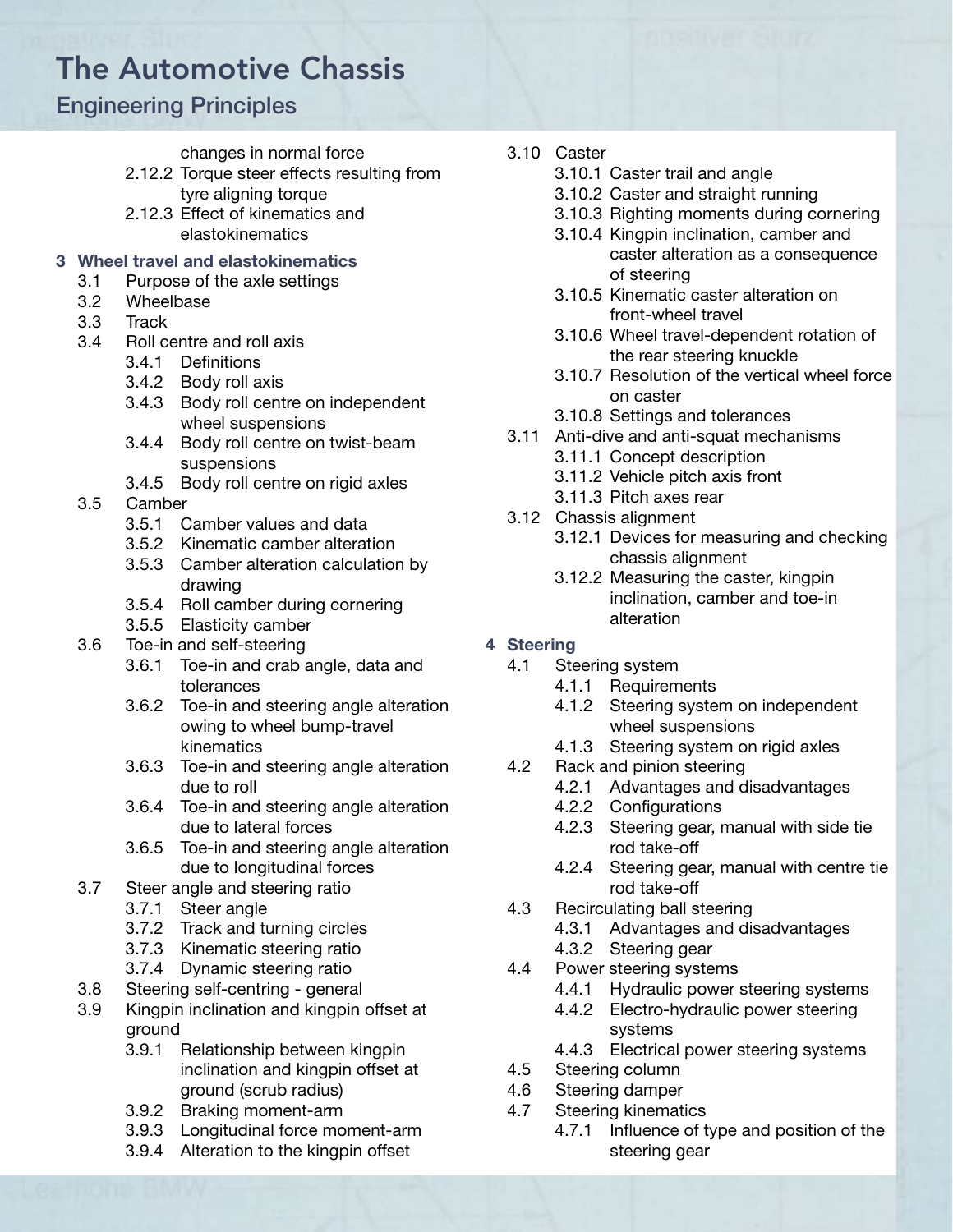# The Automotive Chassis

## Engineering Principles

changes in normal force

- 2.12.2 Torque steer effects resulting from tyre aligning torque
- 2.12.3 Effect of kinematics and elastokinematics

**3 Wheel travel and elastokinematics**

- 3.1 Purpose of the axle settings
- 3.2 Wheelbase
- 3.3 Track
- 3.4 Roll centre and roll axis
  - 3.4.1 Definitions
  - 3.4.2 Body roll axis
  - 3.4.3 Body roll centre on independent wheel suspensions
  - 3.4.4 Body roll centre on twist-beam suspensions
  - 3.4.5 Body roll centre on rigid axles
- 3.5 Camber
  - 3.5.1 Camber values and data
  - 3.5.2 Kinematic camber alteration
  - 3.5.3 Camber alteration calculation by drawing
  - 3.5.4 Roll camber during cornering
  - 3.5.5 Elasticity camber
- 3.6 Toe-in and self-steering
  - 3.6.1 Toe-in and crab angle, data and tolerances
  - 3.6.2 Toe-in and steering angle alteration owing to wheel bump-travel kinematics
  - 3.6.3 Toe-in and steering angle alteration due to roll
  - 3.6.4 Toe-in and steering angle alteration due to lateral forces
  - 3.6.5 Toe-in and steering angle alteration due to longitudinal forces
- 3.7 Steer angle and steering ratio
  - 3.7.1 Steer angle
  - 3.7.2 Track and turning circles
  - 3.7.3 Kinematic steering ratio
  - 3.7.4 Dynamic steering ratio
- 3.8 Steering self-centring - general
- 3.9 Kingpin inclination and kingpin offset at ground
  - 3.9.1 Relationship between kingpin inclination and kingpin offset at ground (scrub radius)
  - 3.9.2 Braking moment-arm
  - 3.9.3 Longitudinal force moment-arm
  - 3.9.4 Alteration to the kingpin offset
- 3.10 Caster
  - 3.10.1 Caster trail and angle
  - 3.10.2 Caster and straight running
  - 3.10.3 Righting moments during cornering
  - 3.10.4 Kingpin inclination, camber and caster alteration as a consequence of steering
  - 3.10.5 Kinematic caster alteration on front-wheel travel
  - 3.10.6 Wheel travel-dependent rotation of the rear steering knuckle
  - 3.10.7 Resolution of the vertical wheel force on caster
  - 3.10.8 Settings and tolerances
- 3.11 Anti-dive and anti-squat mechanisms
  - 3.11.1 Concept description
  - 3.11.2 Vehicle pitch axis front
  - 3.11.3 Pitch axes rear
- 3.12 Chassis alignment
  - 3.12.1 Devices for measuring and checking chassis alignment
  - 3.12.2 Measuring the caster, kingpin inclination, camber and toe-in alteration

**4 Steering**

- 4.1 Steering system
  - 4.1.1 Requirements
  - 4.1.2 Steering system on independent wheel suspensions
  - 4.1.3 Steering system on rigid axles
- 4.2 Rack and pinion steering
  - 4.2.1 Advantages and disadvantages
  - 4.2.2 Configurations
  - 4.2.3 Steering gear, manual with side tie rod take-off
  - 4.2.4 Steering gear, manual with centre tie rod take-off
- 4.3 Recirculating ball steering
  - 4.3.1 Advantages and disadvantages
  - 4.3.2 Steering gear
- 4.4 Power steering systems
  - 4.4.1 Hydraulic power steering systems
  - 4.4.2 Electro-hydraulic power steering systems
  - 4.4.3 Electrical power steering systems
- 4.5 Steering column
- 4.6 Steering damper
- 4.7 Steering kinematics
  - 4.7.1 Influence of type and position of the steering gear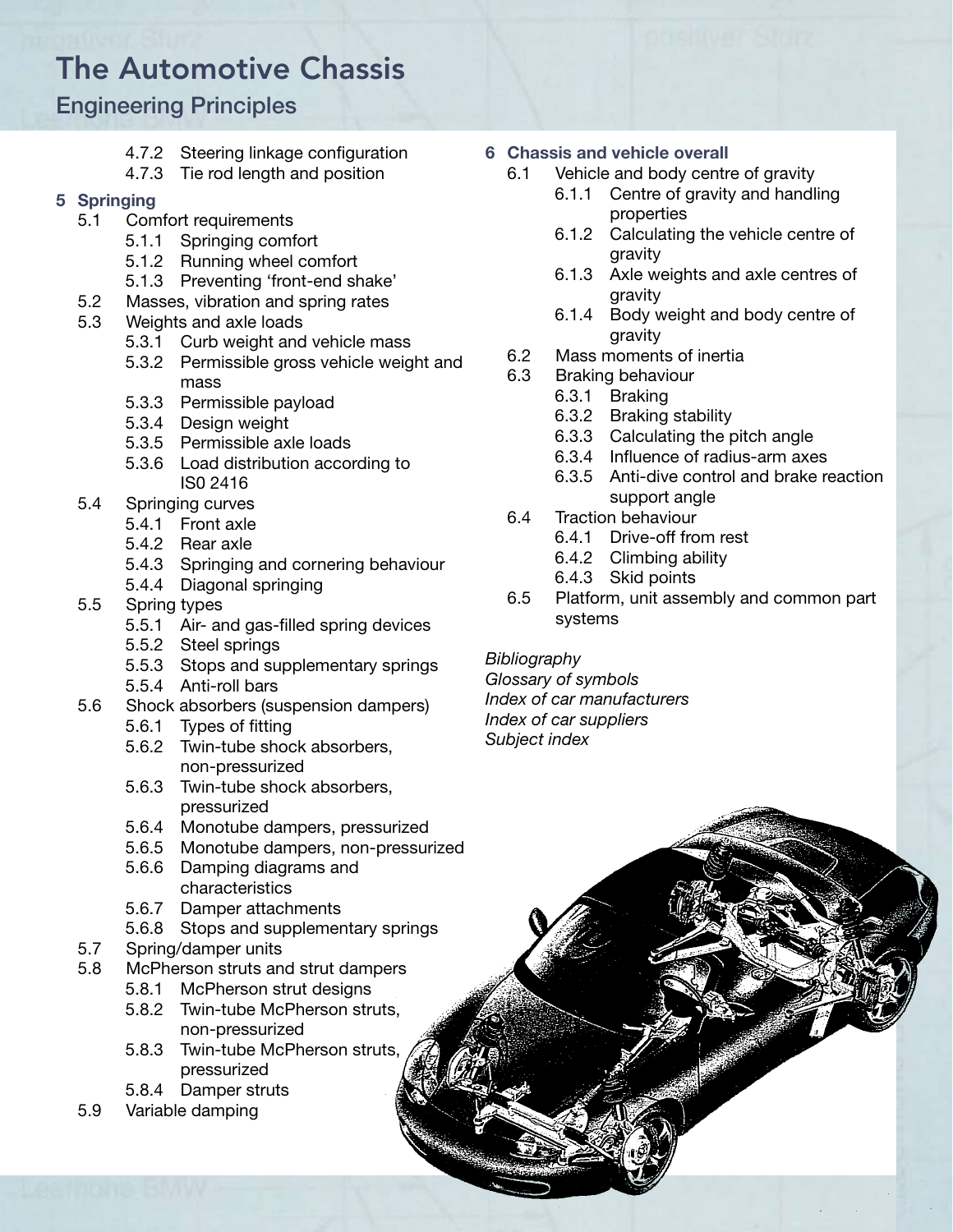# The Automotive Chassis

## Engineering Principles

- 4.7.2 Steering linkage configuration
- 4.7.3 Tie rod length and position

**5 Springing**

- 5.1 Comfort requirements
  - 5.1.1 Springing comfort
  - 5.1.2 Running wheel comfort
  - 5.1.3 Preventing 'front-end shake'
- 5.2 Masses, vibration and spring rates
- 5.3 Weights and axle loads
  - 5.3.1 Curb weight and vehicle mass
  - 5.3.2 Permissible gross vehicle weight and mass
  - 5.3.3 Permissible payload
  - 5.3.4 Design weight
  - 5.3.5 Permissible axle loads
  - 5.3.6 Load distribution according to IS0 2416
- 5.4 Springing curves
  - 5.4.1 Front axle
  - 5.4.2 Rear axle
  - 5.4.3 Springing and cornering behaviour
  - 5.4.4 Diagonal springing
- 5.5 Spring types
  - 5.5.1 Air- and gas-filled spring devices
  - 5.5.2 Steel springs
  - 5.5.3 Stops and supplementary springs
  - 5.5.4 Anti-roll bars
- 5.6 Shock absorbers (suspension dampers)
  - 5.6.1 Types of fitting
  - 5.6.2 Twin-tube shock absorbers, non-pressurized
  - 5.6.3 Twin-tube shock absorbers, pressurized
  - 5.6.4 Monotube dampers, pressurized
  - 5.6.5 Monotube dampers, non-pressurized
  - 5.6.6 Damping diagrams and characteristics
  - 5.6.7 Damper attachments
  - 5.6.8 Stops and supplementary springs
- 5.7 Spring/damper units
- 5.8 McPherson struts and strut dampers
  - 5.8.1 McPherson strut designs
  - 5.8.2 Twin-tube McPherson struts, non-pressurized
  - 5.8.3 Twin-tube McPherson struts, pressurized
  - 5.8.4 Damper struts
- 5.9 Variable damping

**6 Chassis and vehicle overall**

- 6.1 Vehicle and body centre of gravity
  - 6.1.1 Centre of gravity and handling properties
  - 6.1.2 Calculating the vehicle centre of gravity
  - 6.1.3 Axle weights and axle centres of gravity
  - 6.1.4 Body weight and body centre of gravity
- 6.2 Mass moments of inertia
- 6.3 Braking behaviour
  - 6.3.1 Braking
  - 6.3.2 Braking stability
  - 6.3.3 Calculating the pitch angle
  - 6.3.4 Influence of radius-arm axes
  - 6.3.5 Anti-dive control and brake reaction support angle
- 6.4 Traction behaviour
  - 6.4.1 Drive-off from rest
  - 6.4.2 Climbing ability
  - 6.4.3 Skid points
- 6.5 Platform, unit assembly and common part systems

*Bibliography*
*Glossary of symbols*
*Index of car manufacturers*
*Index of car suppliers*
*Subject index*